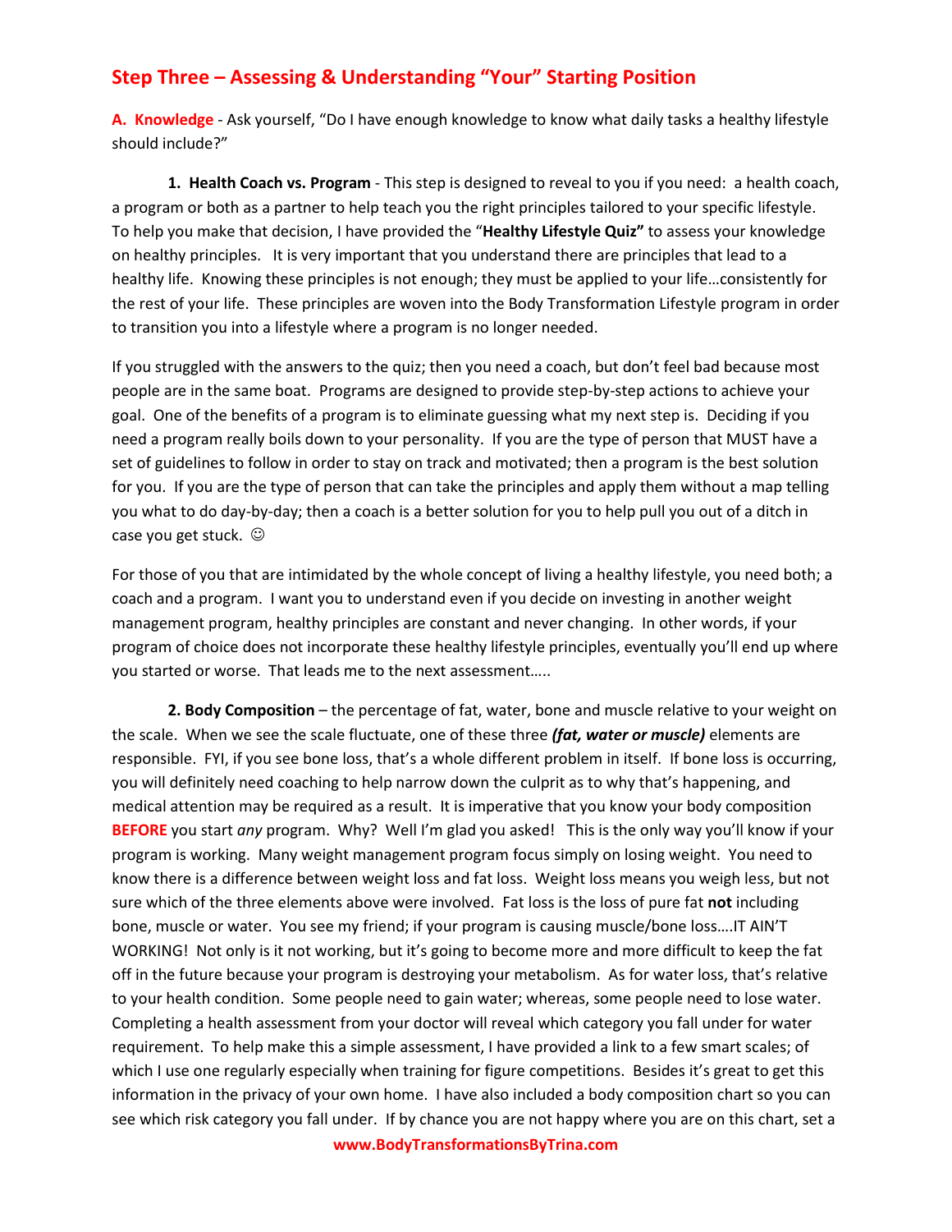## Step Three – Assessing & Understanding "Your" Starting Position

**A. Knowledge** - Ask yourself, "Do I have enough knowledge to know what daily tasks a healthy lifestyle should include?"

**1. Health Coach vs. Program** - This step is designed to reveal to you if you need: a health coach, a program or both as a partner to help teach you the right principles tailored to your specific lifestyle. To help you make that decision, I have provided the "**Healthy Lifestyle Quiz"** to assess your knowledge on healthy principles. It is very important that you understand there are principles that lead to a healthy life. Knowing these principles is not enough; they must be applied to your life…consistently for the rest of your life. These principles are woven into the Body Transformation Lifestyle program in order to transition you into a lifestyle where a program is no longer needed.

If you struggled with the answers to the quiz; then you need a coach, but don't feel bad because most people are in the same boat. Programs are designed to provide step-by-step actions to achieve your goal. One of the benefits of a program is to eliminate guessing what my next step is. Deciding if you need a program really boils down to your personality. If you are the type of person that MUST have a set of guidelines to follow in order to stay on track and motivated; then a program is the best solution for you. If you are the type of person that can take the principles and apply them without a map telling you what to do day-by-day; then a coach is a better solution for you to help pull you out of a ditch in case you get stuck. ☺

For those of you that are intimidated by the whole concept of living a healthy lifestyle, you need both; a coach and a program. I want you to understand even if you decide on investing in another weight management program, healthy principles are constant and never changing. In other words, if your program of choice does not incorporate these healthy lifestyle principles, eventually you'll end up where you started or worse. That leads me to the next assessment…..

**2. Body Composition** – the percentage of fat, water, bone and muscle relative to your weight on the scale. When we see the scale fluctuate, one of these three ***(fat, water or muscle)*** elements are responsible. FYI, if you see bone loss, that's a whole different problem in itself. If bone loss is occurring, you will definitely need coaching to help narrow down the culprit as to why that's happening, and medical attention may be required as a result. It is imperative that you know your body composition **BEFORE** you start *any* program. Why? Well I'm glad you asked! This is the only way you'll know if your program is working. Many weight management program focus simply on losing weight. You need to know there is a difference between weight loss and fat loss. Weight loss means you weigh less, but not sure which of the three elements above were involved. Fat loss is the loss of pure fat **not** including bone, muscle or water. You see my friend; if your program is causing muscle/bone loss….IT AIN'T WORKING! Not only is it not working, but it's going to become more and more difficult to keep the fat off in the future because your program is destroying your metabolism. As for water loss, that's relative to your health condition. Some people need to gain water; whereas, some people need to lose water. Completing a health assessment from your doctor will reveal which category you fall under for water requirement. To help make this a simple assessment, I have provided a link to a few smart scales; of which I use one regularly especially when training for figure competitions. Besides it's great to get this information in the privacy of your own home. I have also included a body composition chart so you can see which risk category you fall under. If by chance you are not happy where you are on this chart, set a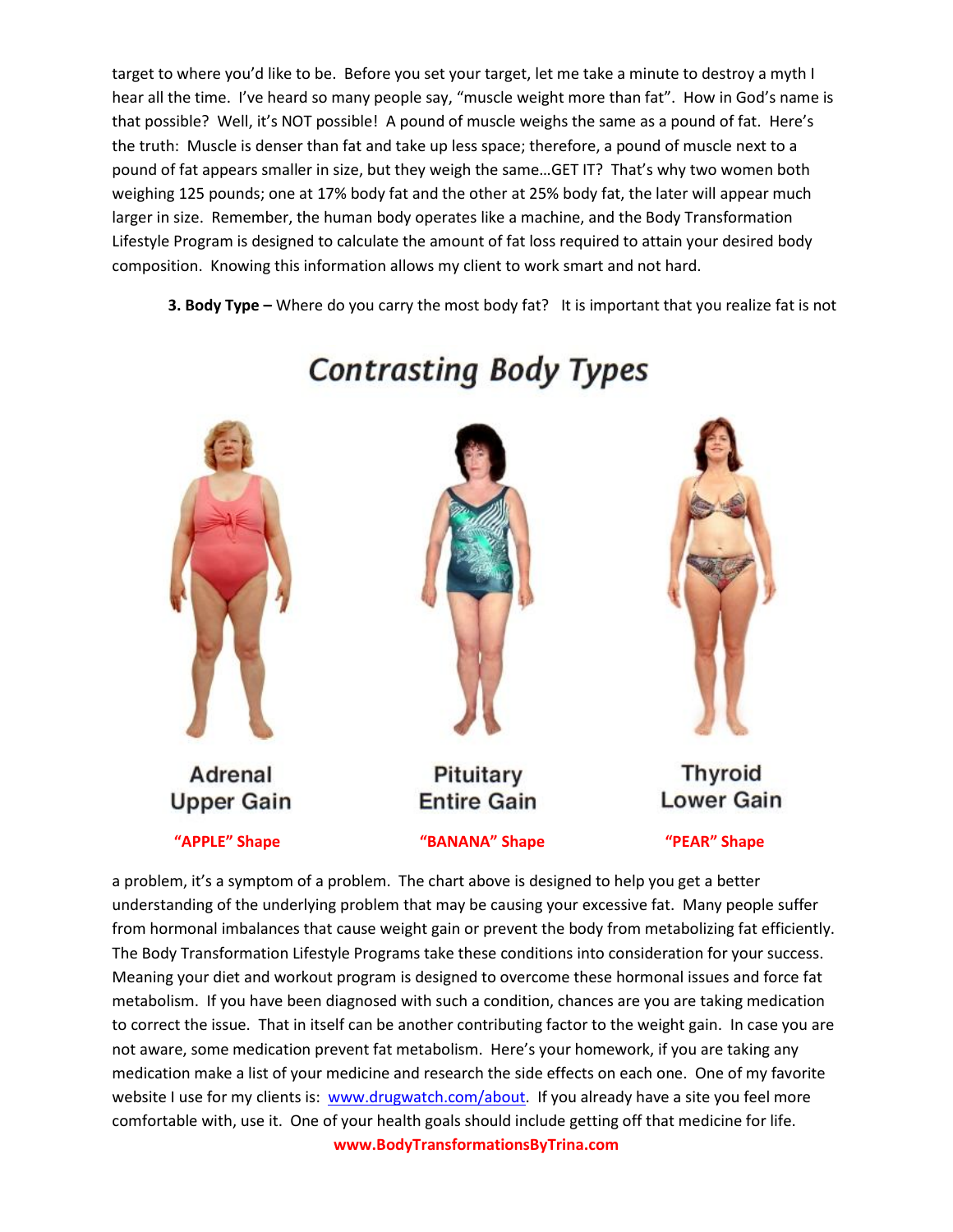target to where you'd like to be. Before you set your target, let me take a minute to destroy a myth I hear all the time. I've heard so many people say, "muscle weight more than fat". How in God's name is that possible? Well, it's NOT possible! A pound of muscle weighs the same as a pound of fat. Here's the truth: Muscle is denser than fat and take up less space; therefore, a pound of muscle next to a pound of fat appears smaller in size, but they weigh the same…GET IT? That's why two women both weighing 125 pounds; one at 17% body fat and the other at 25% body fat, the later will appear much larger in size. Remember, the human body operates like a machine, and the Body Transformation Lifestyle Program is designed to calculate the amount of fat loss required to attain your desired body composition. Knowing this information allows my client to work smart and not hard.

**3. Body Type –** Where do you carry the most body fat? It is important that you realize fat is not

## Contrasting Body Types

| Adrenal Upper Gain | Pituitary Entire Gain | Thyroid Lower Gain |
|---|---|---|
| **"APPLE" Shape** | **"BANANA" Shape** | **"PEAR" Shape** |

a problem, it's a symptom of a problem. The chart above is designed to help you get a better understanding of the underlying problem that may be causing your excessive fat. Many people suffer from hormonal imbalances that cause weight gain or prevent the body from metabolizing fat efficiently. The Body Transformation Lifestyle Programs take these conditions into consideration for your success. Meaning your diet and workout program is designed to overcome these hormonal issues and force fat metabolism. If you have been diagnosed with such a condition, chances are you are taking medication to correct the issue. That in itself can be another contributing factor to the weight gain. In case you are not aware, some medication prevent fat metabolism. Here's your homework, if you are taking any medication make a list of your medicine and research the side effects on each one. One of my favorite website I use for my clients is: www.drugwatch.com/about. If you already have a site you feel more comfortable with, use it. One of your health goals should include getting off that medicine for life.

**www.BodyTransformationsByTrina.com**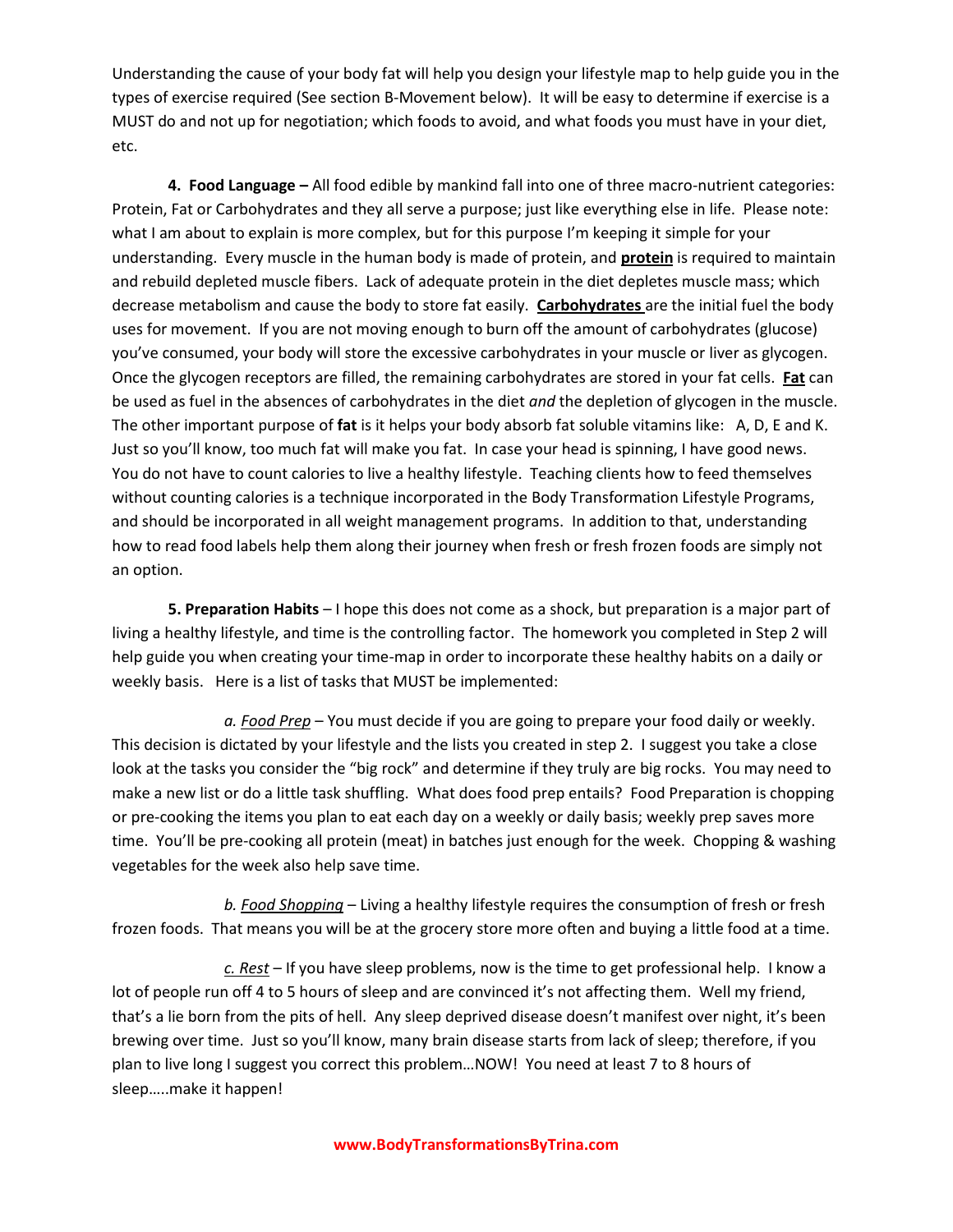Understanding the cause of your body fat will help you design your lifestyle map to help guide you in the types of exercise required (See section B-Movement below). It will be easy to determine if exercise is a MUST do and not up for negotiation; which foods to avoid, and what foods you must have in your diet, etc.

**4. Food Language –** All food edible by mankind fall into one of three macro-nutrient categories: Protein, Fat or Carbohydrates and they all serve a purpose; just like everything else in life. Please note: what I am about to explain is more complex, but for this purpose I'm keeping it simple for your understanding. Every muscle in the human body is made of protein, and **protein** is required to maintain and rebuild depleted muscle fibers. Lack of adequate protein in the diet depletes muscle mass; which decrease metabolism and cause the body to store fat easily. **Carbohydrates** are the initial fuel the body uses for movement. If you are not moving enough to burn off the amount of carbohydrates (glucose) you've consumed, your body will store the excessive carbohydrates in your muscle or liver as glycogen. Once the glycogen receptors are filled, the remaining carbohydrates are stored in your fat cells. **Fat** can be used as fuel in the absences of carbohydrates in the diet *and* the depletion of glycogen in the muscle. The other important purpose of **fat** is it helps your body absorb fat soluble vitamins like: A, D, E and K. Just so you'll know, too much fat will make you fat. In case your head is spinning, I have good news. You do not have to count calories to live a healthy lifestyle. Teaching clients how to feed themselves without counting calories is a technique incorporated in the Body Transformation Lifestyle Programs, and should be incorporated in all weight management programs. In addition to that, understanding how to read food labels help them along their journey when fresh or fresh frozen foods are simply not an option.

**5. Preparation Habits** – I hope this does not come as a shock, but preparation is a major part of living a healthy lifestyle, and time is the controlling factor. The homework you completed in Step 2 will help guide you when creating your time-map in order to incorporate these healthy habits on a daily or weekly basis. Here is a list of tasks that MUST be implemented:

*a. Food Prep* – You must decide if you are going to prepare your food daily or weekly. This decision is dictated by your lifestyle and the lists you created in step 2. I suggest you take a close look at the tasks you consider the "big rock" and determine if they truly are big rocks. You may need to make a new list or do a little task shuffling. What does food prep entails? Food Preparation is chopping or pre-cooking the items you plan to eat each day on a weekly or daily basis; weekly prep saves more time. You'll be pre-cooking all protein (meat) in batches just enough for the week. Chopping & washing vegetables for the week also help save time.

*b. Food Shopping* – Living a healthy lifestyle requires the consumption of fresh or fresh frozen foods. That means you will be at the grocery store more often and buying a little food at a time.

*c. Rest* – If you have sleep problems, now is the time to get professional help. I know a lot of people run off 4 to 5 hours of sleep and are convinced it's not affecting them. Well my friend, that's a lie born from the pits of hell. Any sleep deprived disease doesn't manifest over night, it's been brewing over time. Just so you'll know, many brain disease starts from lack of sleep; therefore, if you plan to live long I suggest you correct this problem…NOW! You need at least 7 to 8 hours of sleep…..make it happen!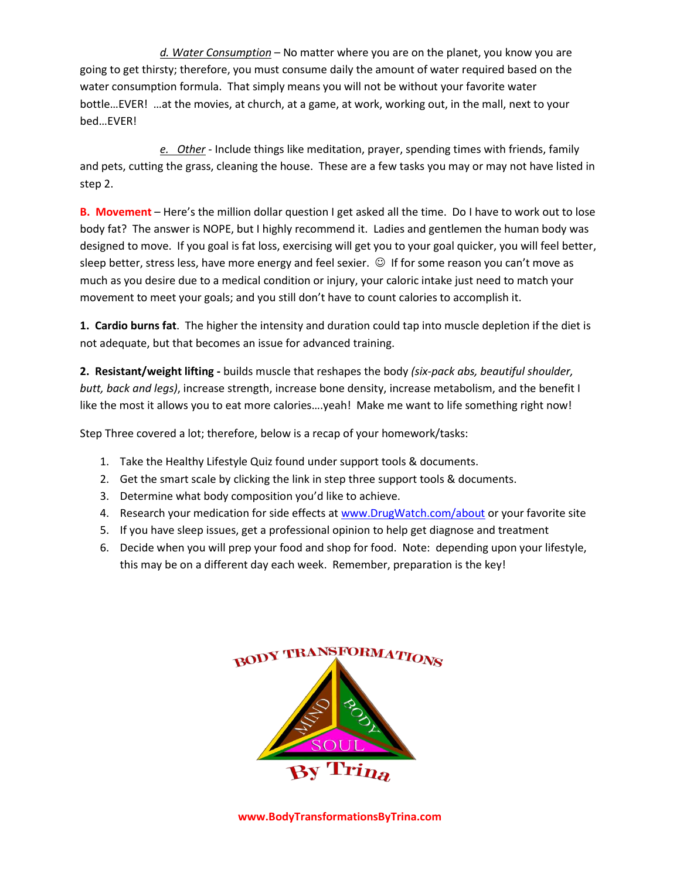*d. Water Consumption* – No matter where you are on the planet, you know you are going to get thirsty; therefore, you must consume daily the amount of water required based on the water consumption formula. That simply means you will not be without your favorite water bottle…EVER! …at the movies, at church, at a game, at work, working out, in the mall, next to your bed…EVER!

*e. Other* - Include things like meditation, prayer, spending times with friends, family and pets, cutting the grass, cleaning the house. These are a few tasks you may or may not have listed in step 2.

**B. Movement** – Here's the million dollar question I get asked all the time. Do I have to work out to lose body fat? The answer is NOPE, but I highly recommend it. Ladies and gentlemen the human body was designed to move. If you goal is fat loss, exercising will get you to your goal quicker, you will feel better, sleep better, stress less, have more energy and feel sexier. ☺ If for some reason you can't move as much as you desire due to a medical condition or injury, your caloric intake just need to match your movement to meet your goals; and you still don't have to count calories to accomplish it.

**1. Cardio burns fat**. The higher the intensity and duration could tap into muscle depletion if the diet is not adequate, but that becomes an issue for advanced training.

**2. Resistant/weight lifting -** builds muscle that reshapes the body *(six-pack abs, beautiful shoulder, butt, back and legs)*, increase strength, increase bone density, increase metabolism, and the benefit I like the most it allows you to eat more calories….yeah! Make me want to life something right now!

Step Three covered a lot; therefore, below is a recap of your homework/tasks:

1. Take the Healthy Lifestyle Quiz found under support tools & documents.
2. Get the smart scale by clicking the link in step three support tools & documents.
3. Determine what body composition you'd like to achieve.
4. Research your medication for side effects at www.DrugWatch.com/about or your favorite site
5. If you have sleep issues, get a professional opinion to help get diagnose and treatment
6. Decide when you will prep your food and shop for food. Note: depending upon your lifestyle, this may be on a different day each week. Remember, preparation is the key!

BODY TRANSFORMATIONS

MIND BODY SOUL

By Trina

**www.BodyTransformationsByTrina.com**